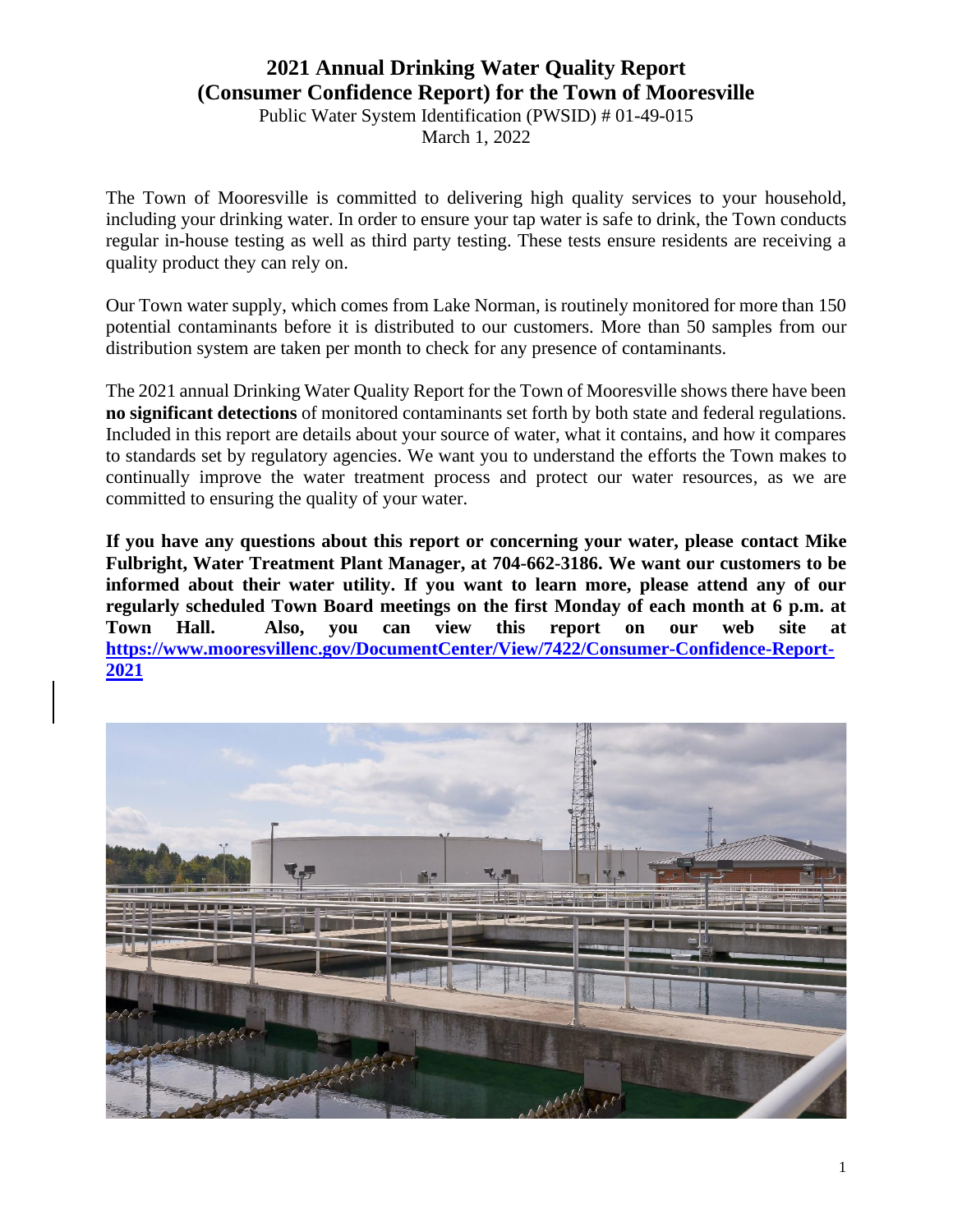# 2021 Annual Drinking Water Quality Report (Consumer Confidence Report) for the Town of Mooresville

Public Water System Identification (PWSID) # 01-49-015
March 1, 2022

The Town of Mooresville is committed to delivering high quality services to your household, including your drinking water. In order to ensure your tap water is safe to drink, the Town conducts regular in-house testing as well as third party testing. These tests ensure residents are receiving a quality product they can rely on.

Our Town water supply, which comes from Lake Norman, is routinely monitored for more than 150 potential contaminants before it is distributed to our customers. More than 50 samples from our distribution system are taken per month to check for any presence of contaminants.

The 2021 annual Drinking Water Quality Report for the Town of Mooresville shows there have been **no significant detections** of monitored contaminants set forth by both state and federal regulations. Included in this report are details about your source of water, what it contains, and how it compares to standards set by regulatory agencies. We want you to understand the efforts the Town makes to continually improve the water treatment process and protect our water resources, as we are committed to ensuring the quality of your water.

**If you have any questions about this report or concerning your water, please contact Mike Fulbright, Water Treatment Plant Manager, at 704-662-3186. We want our customers to be informed about their water utility. If you want to learn more, please attend any of our regularly scheduled Town Board meetings on the first Monday of each month at 6 p.m. at Town Hall. Also, you can view this report on our web site at [https://www.mooresvillenc.gov/DocumentCenter/View/7422/Consumer-Confidence-Report-2021](https://www.mooresvillenc.gov/DocumentCenter/View/7422/Consumer-Confidence-Report-2021)**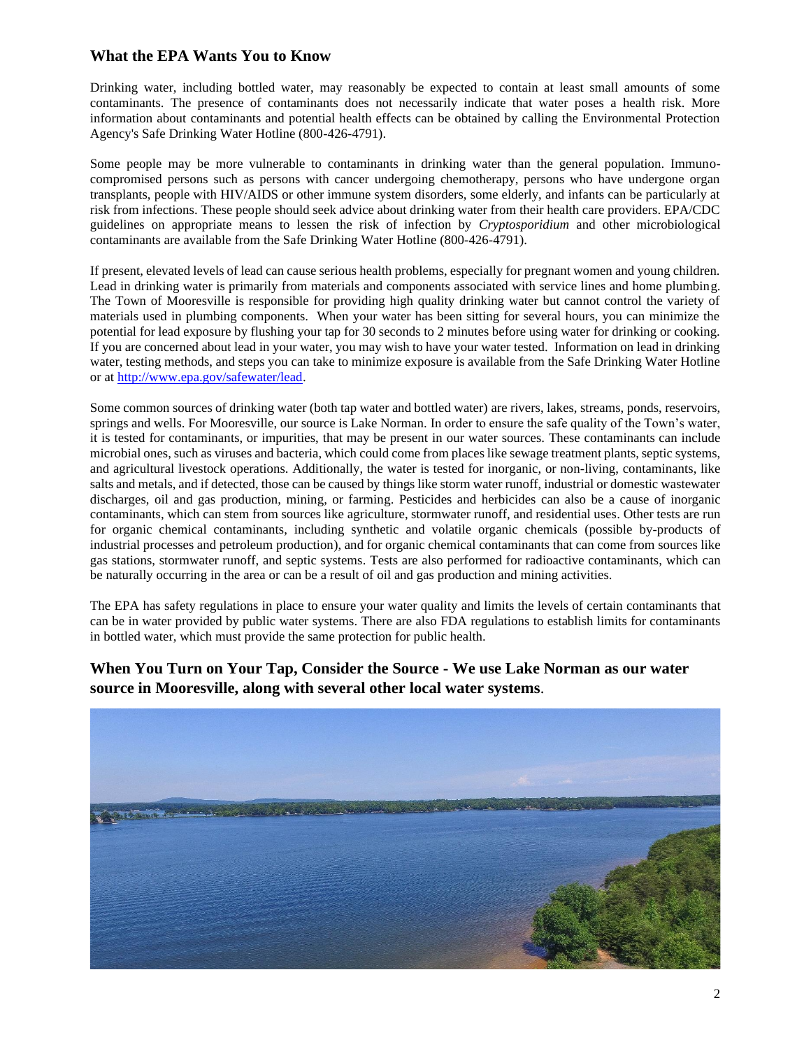## What the EPA Wants You to Know

Drinking water, including bottled water, may reasonably be expected to contain at least small amounts of some contaminants. The presence of contaminants does not necessarily indicate that water poses a health risk. More information about contaminants and potential health effects can be obtained by calling the Environmental Protection Agency's Safe Drinking Water Hotline (800-426-4791).

Some people may be more vulnerable to contaminants in drinking water than the general population. Immuno-compromised persons such as persons with cancer undergoing chemotherapy, persons who have undergone organ transplants, people with HIV/AIDS or other immune system disorders, some elderly, and infants can be particularly at risk from infections. These people should seek advice about drinking water from their health care providers. EPA/CDC guidelines on appropriate means to lessen the risk of infection by *Cryptosporidium* and other microbiological contaminants are available from the Safe Drinking Water Hotline (800-426-4791).

If present, elevated levels of lead can cause serious health problems, especially for pregnant women and young children. Lead in drinking water is primarily from materials and components associated with service lines and home plumbing. The Town of Mooresville is responsible for providing high quality drinking water but cannot control the variety of materials used in plumbing components. When your water has been sitting for several hours, you can minimize the potential for lead exposure by flushing your tap for 30 seconds to 2 minutes before using water for drinking or cooking. If you are concerned about lead in your water, you may wish to have your water tested. Information on lead in drinking water, testing methods, and steps you can take to minimize exposure is available from the Safe Drinking Water Hotline or at [http://www.epa.gov/safewater/lead](http://www.epa.gov/safewater/lead).

Some common sources of drinking water (both tap water and bottled water) are rivers, lakes, streams, ponds, reservoirs, springs and wells. For Mooresville, our source is Lake Norman. In order to ensure the safe quality of the Town's water, it is tested for contaminants, or impurities, that may be present in our water sources. These contaminants can include microbial ones, such as viruses and bacteria, which could come from places like sewage treatment plants, septic systems, and agricultural livestock operations. Additionally, the water is tested for inorganic, or non-living, contaminants, like salts and metals, and if detected, those can be caused by things like storm water runoff, industrial or domestic wastewater discharges, oil and gas production, mining, or farming. Pesticides and herbicides can also be a cause of inorganic contaminants, which can stem from sources like agriculture, stormwater runoff, and residential uses. Other tests are run for organic chemical contaminants, including synthetic and volatile organic chemicals (possible by-products of industrial processes and petroleum production), and for organic chemical contaminants that can come from sources like gas stations, stormwater runoff, and septic systems. Tests are also performed for radioactive contaminants, which can be naturally occurring in the area or can be a result of oil and gas production and mining activities.

The EPA has safety regulations in place to ensure your water quality and limits the levels of certain contaminants that can be in water provided by public water systems. There are also FDA regulations to establish limits for contaminants in bottled water, which must provide the same protection for public health.

## When You Turn on Your Tap, Consider the Source - We use Lake Norman as our water source in Mooresville, along with several other local water systems.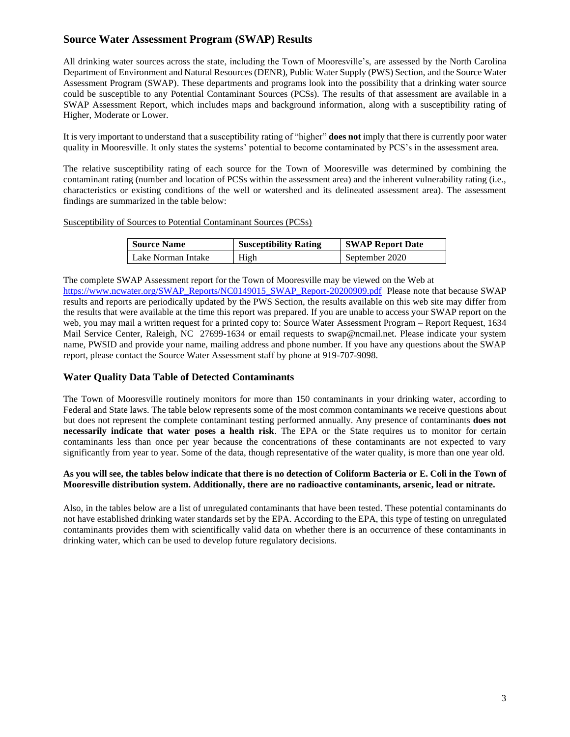## Source Water Assessment Program (SWAP) Results

All drinking water sources across the state, including the Town of Mooresville's, are assessed by the North Carolina Department of Environment and Natural Resources (DENR), Public Water Supply (PWS) Section, and the Source Water Assessment Program (SWAP). These departments and programs look into the possibility that a drinking water source could be susceptible to any Potential Contaminant Sources (PCSs). The results of that assessment are available in a SWAP Assessment Report, which includes maps and background information, along with a susceptibility rating of Higher, Moderate or Lower.

It is very important to understand that a susceptibility rating of "higher" **does not** imply that there is currently poor water quality in Mooresville. It only states the systems' potential to become contaminated by PCS's in the assessment area.

The relative susceptibility rating of each source for the Town of Mooresville was determined by combining the contaminant rating (number and location of PCSs within the assessment area) and the inherent vulnerability rating (i.e., characteristics or existing conditions of the well or watershed and its delineated assessment area). The assessment findings are summarized in the table below:

Susceptibility of Sources to Potential Contaminant Sources (PCSs)

| Source Name | Susceptibility Rating | SWAP Report Date |
|---|---|---|
| Lake Norman Intake | High | September 2020 |

The complete SWAP Assessment report for the Town of Mooresville may be viewed on the Web at https://www.ncwater.org/SWAP_Reports/NC0149015_SWAP_Report-20200909.pdf Please note that because SWAP results and reports are periodically updated by the PWS Section, the results available on this web site may differ from the results that were available at the time this report was prepared. If you are unable to access your SWAP report on the web, you may mail a written request for a printed copy to: Source Water Assessment Program – Report Request, 1634 Mail Service Center, Raleigh, NC 27699-1634 or email requests to swap@ncmail.net. Please indicate your system name, PWSID and provide your name, mailing address and phone number. If you have any questions about the SWAP report, please contact the Source Water Assessment staff by phone at 919-707-9098.

## Water Quality Data Table of Detected Contaminants

The Town of Mooresville routinely monitors for more than 150 contaminants in your drinking water, according to Federal and State laws. The table below represents some of the most common contaminants we receive questions about but does not represent the complete contaminant testing performed annually. Any presence of contaminants **does not necessarily indicate that water poses a health risk**. The EPA or the State requires us to monitor for certain contaminants less than once per year because the concentrations of these contaminants are not expected to vary significantly from year to year. Some of the data, though representative of the water quality, is more than one year old.

**As you will see, the tables below indicate that there is no detection of Coliform Bacteria or E. Coli in the Town of Mooresville distribution system. Additionally, there are no radioactive contaminants, arsenic, lead or nitrate.**

Also, in the tables below are a list of unregulated contaminants that have been tested. These potential contaminants do not have established drinking water standards set by the EPA. According to the EPA, this type of testing on unregulated contaminants provides them with scientifically valid data on whether there is an occurrence of these contaminants in drinking water, which can be used to develop future regulatory decisions.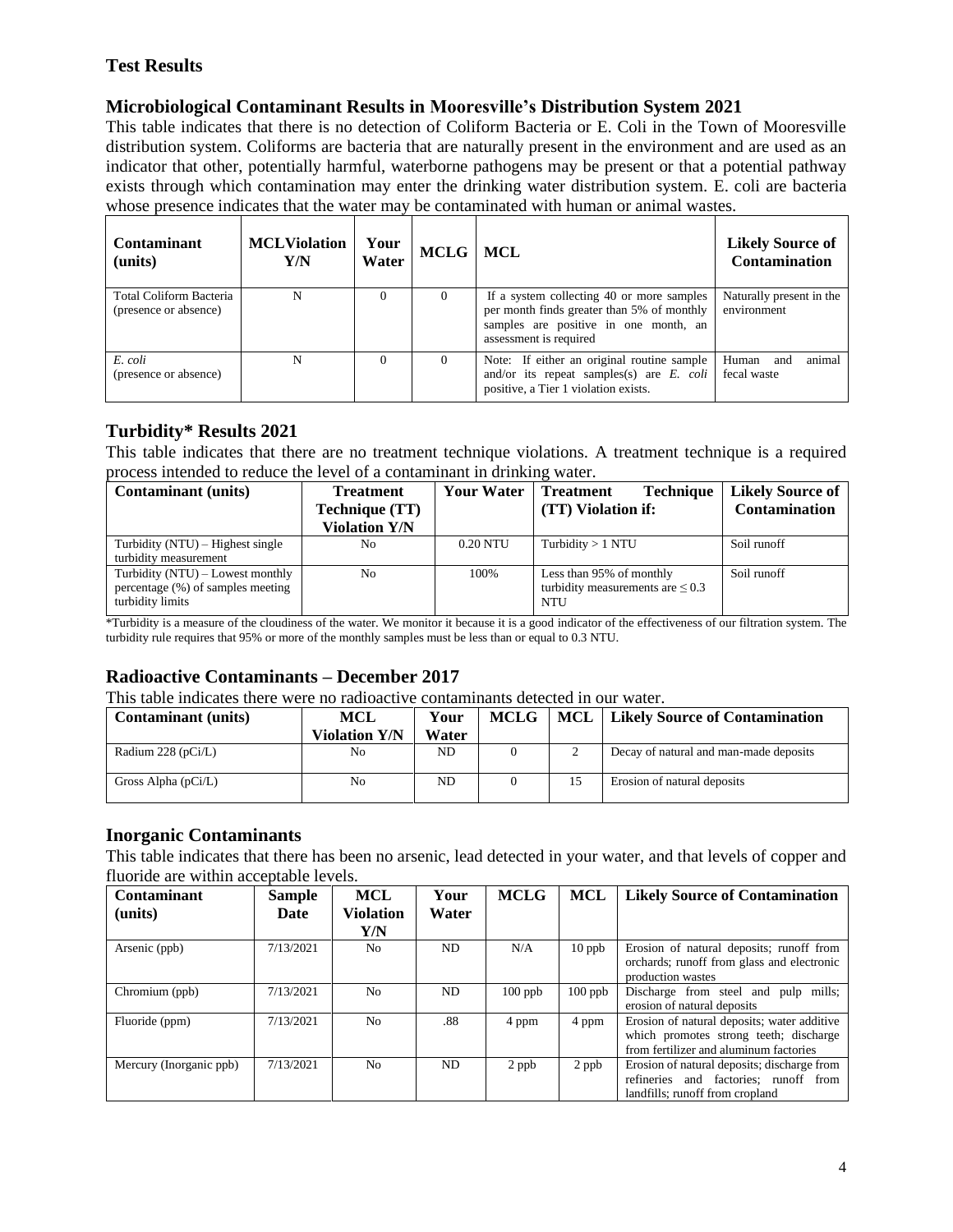## Test Results

### Microbiological Contaminant Results in Mooresville's Distribution System 2021

This table indicates that there is no detection of Coliform Bacteria or E. Coli in the Town of Mooresville distribution system. Coliforms are bacteria that are naturally present in the environment and are used as an indicator that other, potentially harmful, waterborne pathogens may be present or that a potential pathway exists through which contamination may enter the drinking water distribution system. E. coli are bacteria whose presence indicates that the water may be contaminated with human or animal wastes.

| Contaminant (units) | MCLViolation Y/N | Your Water | MCLG | MCL | Likely Source of Contamination |
|---|---|---|---|---|---|
| Total Coliform Bacteria (presence or absence) | N | 0 | 0 | If a system collecting 40 or more samples per month finds greater than 5% of monthly samples are positive in one month, an assessment is required | Naturally present in the environment |
| *E. coli* (presence or absence) | N | 0 | 0 | Note: If either an original routine sample and/or its repeat samples(s) are *E. coli* positive, a Tier 1 violation exists. | Human and animal fecal waste |

### Turbidity* Results 2021

This table indicates that there are no treatment technique violations. A treatment technique is a required process intended to reduce the level of a contaminant in drinking water.

| Contaminant (units) | Treatment Technique (TT) Violation Y/N | Your Water | Treatment Technique (TT) Violation if: | Likely Source of Contamination |
|---|---|---|---|---|
| Turbidity (NTU) – Highest single turbidity measurement | No | 0.20 NTU | Turbidity > 1 NTU | Soil runoff |
| Turbidity (NTU) – Lowest monthly percentage (%) of samples meeting turbidity limits | No | 100% | Less than 95% of monthly turbidity measurements are ≤ 0.3 NTU | Soil runoff |

*Turbidity is a measure of the cloudiness of the water. We monitor it because it is a good indicator of the effectiveness of our filtration system. The turbidity rule requires that 95% or more of the monthly samples must be less than or equal to 0.3 NTU.

### Radioactive Contaminants – December 2017

This table indicates there were no radioactive contaminants detected in our water.

| Contaminant (units) | MCL Violation Y/N | Your Water | MCLG | MCL | Likely Source of Contamination |
|---|---|---|---|---|---|
| Radium 228 (pCi/L) | No | ND | 0 | 2 | Decay of natural and man-made deposits |
| Gross Alpha (pCi/L) | No | ND | 0 | 15 | Erosion of natural deposits |

### Inorganic Contaminants

This table indicates that there has been no arsenic, lead detected in your water, and that levels of copper and fluoride are within acceptable levels.

| Contaminant (units) | Sample Date | MCL Violation Y/N | Your Water | MCLG | MCL | Likely Source of Contamination |
|---|---|---|---|---|---|---|
| Arsenic (ppb) | 7/13/2021 | No | ND | N/A | 10 ppb | Erosion of natural deposits; runoff from orchards; runoff from glass and electronic production wastes |
| Chromium (ppb) | 7/13/2021 | No | ND | 100 ppb | 100 ppb | Discharge from steel and pulp mills; erosion of natural deposits |
| Fluoride (ppm) | 7/13/2021 | No | .88 | 4 ppm | 4 ppm | Erosion of natural deposits; water additive which promotes strong teeth; discharge from fertilizer and aluminum factories |
| Mercury (Inorganic ppb) | 7/13/2021 | No | ND | 2 ppb | 2 ppb | Erosion of natural deposits; discharge from refineries and factories; runoff from landfills; runoff from cropland |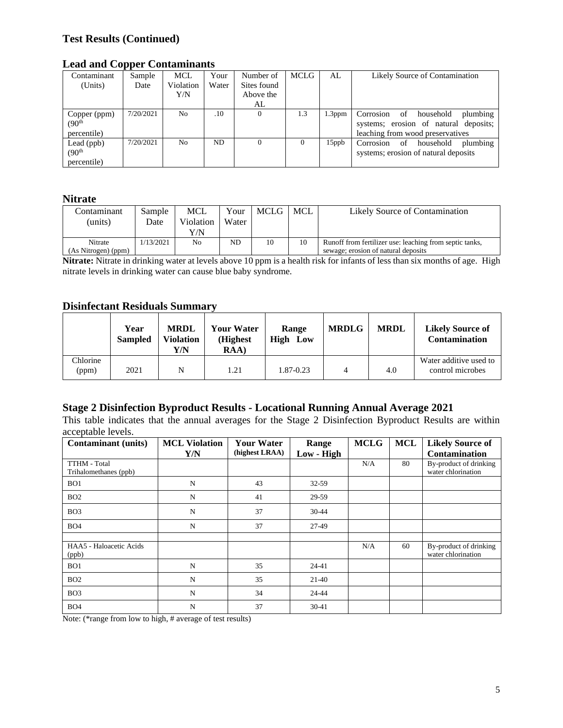## Test Results (Continued)

### Lead and Copper Contaminants

| Contaminant (Units) | Sample Date | MCL Violation Y/N | Your Water | Number of Sites found Above the AL | MCLG | AL | Likely Source of Contamination |
|---|---|---|---|---|---|---|---|
| Copper (ppm) (90th percentile) | 7/20/2021 | No | .10 | 0 | 1.3 | 1.3ppm | Corrosion of household plumbing systems; erosion of natural deposits; leaching from wood preservatives |
| Lead (ppb) (90th percentile) | 7/20/2021 | No | ND | 0 | 0 | 15ppb | Corrosion of household plumbing systems; erosion of natural deposits |

### Nitrate

| Contaminant (units) | Sample Date | MCL Violation Y/N | Your Water | MCLG | MCL | Likely Source of Contamination |
|---|---|---|---|---|---|---|
| Nitrate (As Nitrogen) (ppm) | 1/13/2021 | No | ND | 10 | 10 | Runoff from fertilizer use: leaching from septic tanks, sewage; erosion of natural deposits |

**Nitrate:** Nitrate in drinking water at levels above 10 ppm is a health risk for infants of less than six months of age. High nitrate levels in drinking water can cause blue baby syndrome.

### Disinfectant Residuals Summary

| | Year Sampled | MRDL Violation Y/N | Your Water (Highest RAA) | Range High Low | MRDLG | MRDL | Likely Source of Contamination |
|---|---|---|---|---|---|---|---|
| Chlorine (ppm) | 2021 | N | 1.21 | 1.87-0.23 | 4 | 4.0 | Water additive used to control microbes |

### Stage 2 Disinfection Byproduct Results - Locational Running Annual Average 2021

This table indicates that the annual averages for the Stage 2 Disinfection Byproduct Results are within acceptable levels.

| Contaminant (units) | MCL Violation Y/N | Your Water (highest LRAA) | Range Low - High | MCLG | MCL | Likely Source of Contamination |
|---|---|---|---|---|---|---|
| TTHM - Total Trihalomethanes (ppb) | | | | N/A | 80 | By-product of drinking water chlorination |
| BO1 | N | 43 | 32-59 | | | |
| BO2 | N | 41 | 29-59 | | | |
| BO3 | N | 37 | 30-44 | | | |
| BO4 | N | 37 | 27-49 | | | |
| | | | | | | |
| HAA5 - Haloacetic Acids (ppb) | | | | N/A | 60 | By-product of drinking water chlorination |
| BO1 | N | 35 | 24-41 | | | |
| BO2 | N | 35 | 21-40 | | | |
| BO3 | N | 34 | 24-44 | | | |
| BO4 | N | 37 | 30-41 | | | |

Note: (*range from low to high, # average of test results)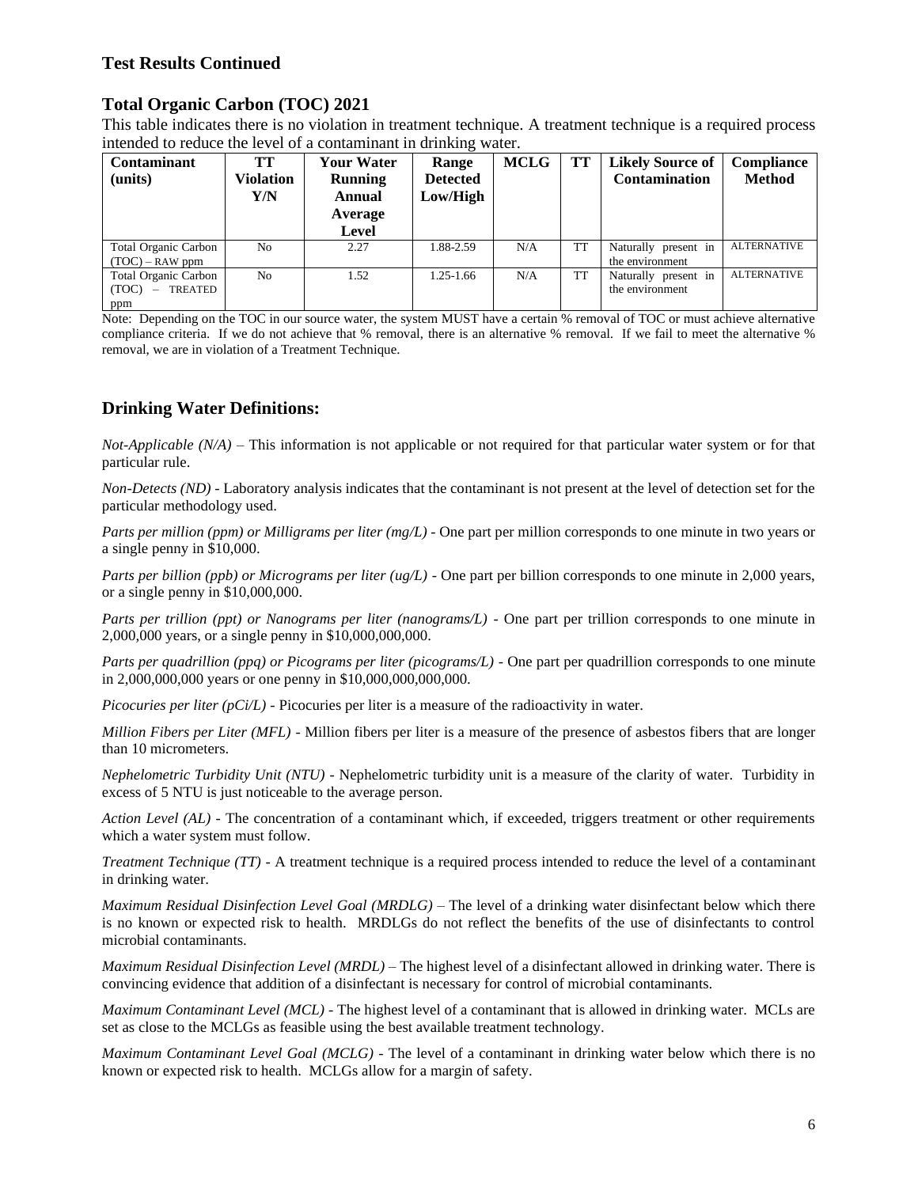## Test Results Continued

## Total Organic Carbon (TOC) 2021

This table indicates there is no violation in treatment technique. A treatment technique is a required process intended to reduce the level of a contaminant in drinking water.

| Contaminant (units) | TT Violation Y/N | Your Water Running Annual Average Level | Range Detected Low/High | MCLG | TT | Likely Source of Contamination | Compliance Method |
|---|---|---|---|---|---|---|---|
| Total Organic Carbon (TOC) – RAW ppm | No | 2.27 | 1.88-2.59 | N/A | TT | Naturally present in the environment | ALTERNATIVE |
| Total Organic Carbon (TOC) – TREATED ppm | No | 1.52 | 1.25-1.66 | N/A | TT | Naturally present in the environment | ALTERNATIVE |

Note: Depending on the TOC in our source water, the system MUST have a certain % removal of TOC or must achieve alternative compliance criteria. If we do not achieve that % removal, there is an alternative % removal. If we fail to meet the alternative % removal, we are in violation of a Treatment Technique.

## Drinking Water Definitions:

*Not-Applicable (N/A)* – This information is not applicable or not required for that particular water system or for that particular rule.

*Non-Detects (ND)* - Laboratory analysis indicates that the contaminant is not present at the level of detection set for the particular methodology used.

*Parts per million (ppm) or Milligrams per liter (mg/L)* - One part per million corresponds to one minute in two years or a single penny in $10,000.

*Parts per billion (ppb) or Micrograms per liter (ug/L)* - One part per billion corresponds to one minute in 2,000 years, or a single penny in $10,000,000.

*Parts per trillion (ppt) or Nanograms per liter (nanograms/L)* - One part per trillion corresponds to one minute in 2,000,000 years, or a single penny in $10,000,000,000.

*Parts per quadrillion (ppq) or Picograms per liter (picograms/L)* - One part per quadrillion corresponds to one minute in 2,000,000,000 years or one penny in $10,000,000,000,000.

*Picocuries per liter (pCi/L)* - Picocuries per liter is a measure of the radioactivity in water.

*Million Fibers per Liter (MFL)* - Million fibers per liter is a measure of the presence of asbestos fibers that are longer than 10 micrometers.

*Nephelometric Turbidity Unit (NTU)* - Nephelometric turbidity unit is a measure of the clarity of water. Turbidity in excess of 5 NTU is just noticeable to the average person.

*Action Level (AL)* - The concentration of a contaminant which, if exceeded, triggers treatment or other requirements which a water system must follow.

*Treatment Technique (TT)* - A treatment technique is a required process intended to reduce the level of a contaminant in drinking water.

*Maximum Residual Disinfection Level Goal (MRDLG)* – The level of a drinking water disinfectant below which there is no known or expected risk to health. MRDLGs do not reflect the benefits of the use of disinfectants to control microbial contaminants.

*Maximum Residual Disinfection Level (MRDL)* – The highest level of a disinfectant allowed in drinking water. There is convincing evidence that addition of a disinfectant is necessary for control of microbial contaminants.

*Maximum Contaminant Level (MCL)* - The highest level of a contaminant that is allowed in drinking water. MCLs are set as close to the MCLGs as feasible using the best available treatment technology.

*Maximum Contaminant Level Goal (MCLG)* - The level of a contaminant in drinking water below which there is no known or expected risk to health. MCLGs allow for a margin of safety.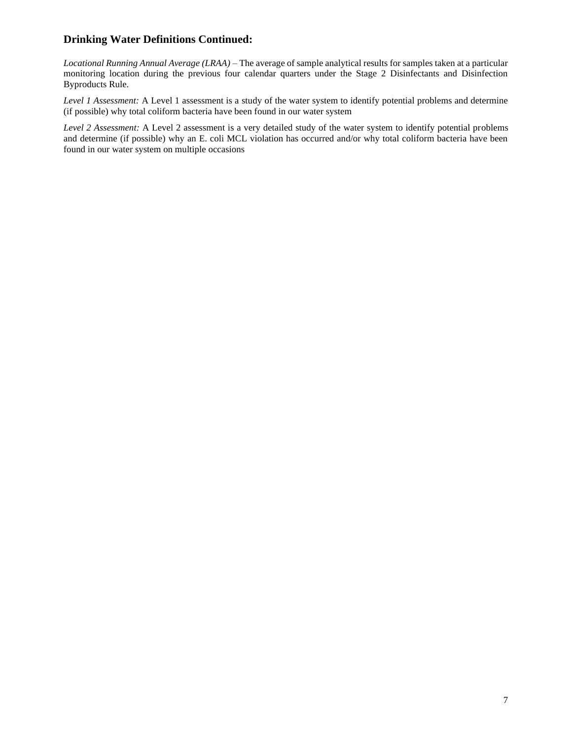## Drinking Water Definitions Continued:

*Locational Running Annual Average (LRAA)* – The average of sample analytical results for samples taken at a particular monitoring location during the previous four calendar quarters under the Stage 2 Disinfectants and Disinfection Byproducts Rule.

*Level 1 Assessment:* A Level 1 assessment is a study of the water system to identify potential problems and determine (if possible) why total coliform bacteria have been found in our water system

*Level 2 Assessment:* A Level 2 assessment is a very detailed study of the water system to identify potential problems and determine (if possible) why an E. coli MCL violation has occurred and/or why total coliform bacteria have been found in our water system on multiple occasions